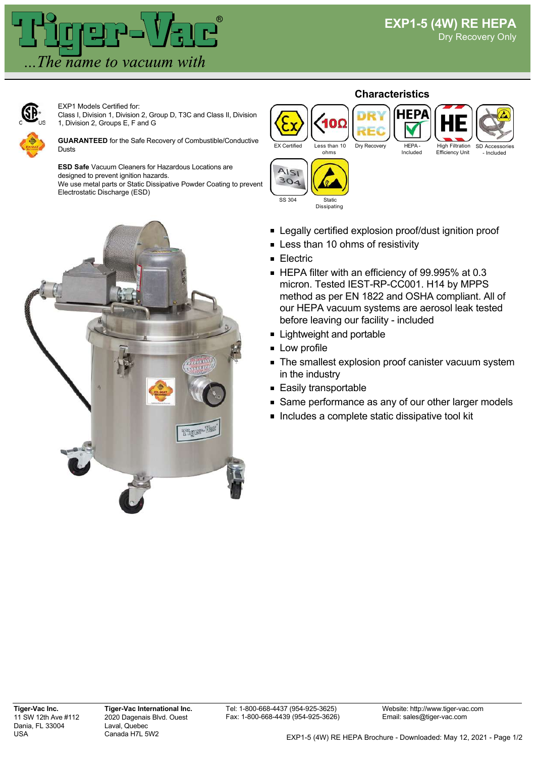# Tiger-Vac®

*...The name to vacuum with*

## EXP1-5 (4W) RE HEPA

Dry Recovery Only

EXP1 Models Certified for:
Class I, Division 1, Division 2, Group D, T3C and Class II, Division 1, Division 2, Groups E, F and G

**GUARANTEED** for the Safe Recovery of Combustible/Conductive Dusts

**ESD Safe** Vacuum Cleaners for Hazardous Locations are designed to prevent ignition hazards.
We use metal parts or Static Dissipative Powder Coating to prevent Electrostatic Discharge (ESD)

### Characteristics

EX Certified | Less than 10 ohms | Dry Recovery | HEPA - Included | High Filtration Efficiency Unit | SD Accessories - Included | SS 304 | Static Dissipating

- Legally certified explosion proof/dust ignition proof
- Less than 10 ohms of resistivity
- Electric
- HEPA filter with an efficiency of 99.995% at 0.3 micron. Tested IEST-RP-CC001. H14 by MPPS method as per EN 1822 and OSHA compliant. All of our HEPA vacuum systems are aerosol leak tested before leaving our facility - included
- Lightweight and portable
- Low profile
- The smallest explosion proof canister vacuum system in the industry
- Easily transportable
- Same performance as any of our other larger models
- Includes a complete static dissipative tool kit

**Tiger-Vac Inc.**
11 SW 12th Ave #112
Dania, FL 33004
USA

**Tiger-Vac International Inc.**
2020 Dagenais Blvd. Ouest
Laval, Quebec
Canada H7L 5W2

Tel: 1-800-668-4437 (954-925-3625)
Fax: 1-800-668-4439 (954-925-3626)

Website: http://www.tiger-vac.com
Email: sales@tiger-vac.com

EXP1-5 (4W) RE HEPA Brochure - Downloaded: May 12, 2021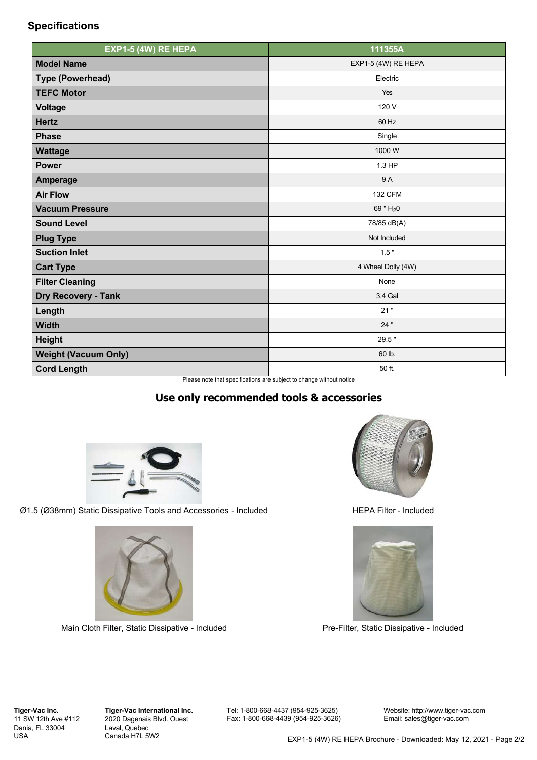## Specifications

| EXP1-5 (4W) RE HEPA | 111355A |
|---|---|
| **Model Name** | EXP1-5 (4W) RE HEPA |
| **Type (Powerhead)** | Electric |
| **TEFC Motor** | Yes |
| **Voltage** | 120 V |
| **Hertz** | 60 Hz |
| **Phase** | Single |
| **Wattage** | 1000 W |
| **Power** | 1.3 HP |
| **Amperage** | 9 A |
| **Air Flow** | 132 CFM |
| **Vacuum Pressure** | 69 " $H_20$ |
| **Sound Level** | 78/85 dB(A) |
| **Plug Type** | Not Included |
| **Suction Inlet** | 1.5 " |
| **Cart Type** | 4 Wheel Dolly (4W) |
| **Filter Cleaning** | None |
| **Dry Recovery - Tank** | 3.4 Gal |
| **Length** | 21 " |
| **Width** | 24 " |
| **Height** | 29.5 " |
| **Weight (Vacuum Only)** | 60 lb. |
| **Cord Length** | 50 ft. |

Please note that specifications are subject to change without notice

## Use only recommended tools & accessories

Ø1.5 (Ø38mm) Static Dissipative Tools and Accessories - Included

HEPA Filter - Included

Main Cloth Filter, Static Dissipative - Included

Pre-Filter, Static Dissipative - Included

**Tiger-Vac Inc.**
11 SW 12th Ave #112
Dania, FL 33004
USA

**Tiger-Vac International Inc.**
2020 Dagenais Blvd. Ouest
Laval, Quebec
Canada H7L 5W2

Tel: 1-800-668-4437 (954-925-3625)
Fax: 1-800-668-4439 (954-925-3626)

Website: http://www.tiger-vac.com
Email: sales@tiger-vac.com